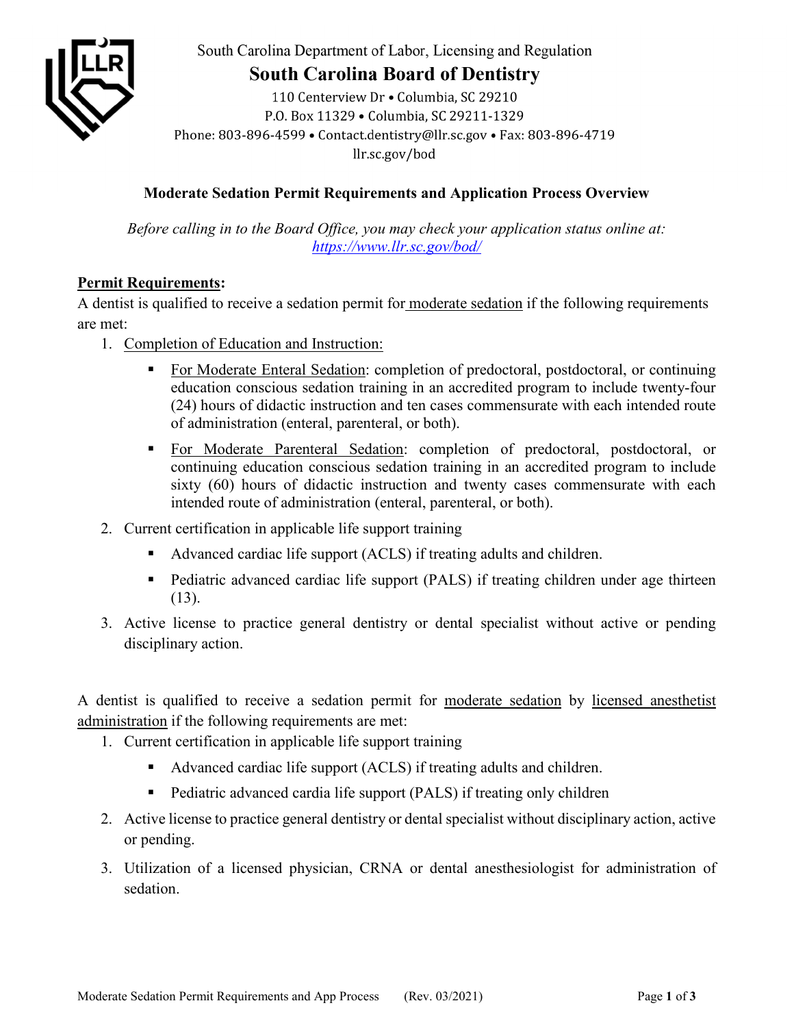South Carolina Department of Labor, Licensing and Regulation

# South Carolina Board of Dentistry

110 Centerview Dr • Columbia, SC 29210
P.O. Box 11329 • Columbia, SC 29211-1329
Phone: 803-896-4599 • Contact.dentistry@llr.sc.gov • Fax: 803-896-4719
llr.sc.gov/bod

## Moderate Sedation Permit Requirements and Application Process Overview

*Before calling in to the Board Office, you may check your application status online at: https://www.llr.sc.gov/bod/*

**Permit Requirements:**

A dentist is qualified to receive a sedation permit for moderate sedation if the following requirements are met:

1. Completion of Education and Instruction:
   - For Moderate Enteral Sedation: completion of predoctoral, postdoctoral, or continuing education conscious sedation training in an accredited program to include twenty-four (24) hours of didactic instruction and ten cases commensurate with each intended route of administration (enteral, parenteral, or both).
   - For Moderate Parenteral Sedation: completion of predoctoral, postdoctoral, or continuing education conscious sedation training in an accredited program to include sixty (60) hours of didactic instruction and twenty cases commensurate with each intended route of administration (enteral, parenteral, or both).
2. Current certification in applicable life support training
   - Advanced cardiac life support (ACLS) if treating adults and children.
   - Pediatric advanced cardiac life support (PALS) if treating children under age thirteen (13).
3. Active license to practice general dentistry or dental specialist without active or pending disciplinary action.

A dentist is qualified to receive a sedation permit for moderate sedation by licensed anesthetist administration if the following requirements are met:

1. Current certification in applicable life support training
   - Advanced cardiac life support (ACLS) if treating adults and children.
   - Pediatric advanced cardia life support (PALS) if treating only children
2. Active license to practice general dentistry or dental specialist without disciplinary action, active or pending.
3. Utilization of a licensed physician, CRNA or dental anesthesiologist for administration of sedation.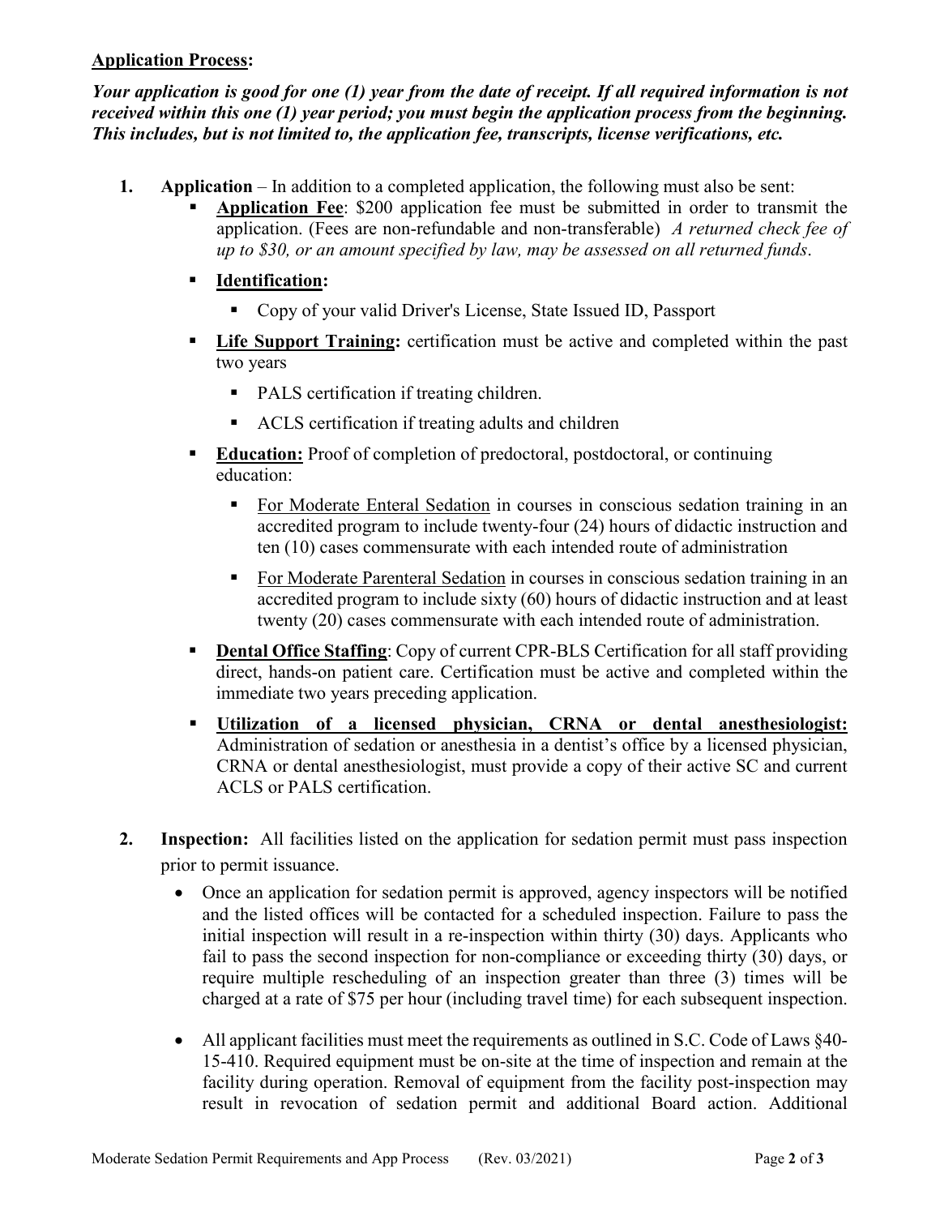**Application Process:**

***Your application is good for one (1) year from the date of receipt. If all required information is not received within this one (1) year period; you must begin the application process from the beginning. This includes, but is not limited to, the application fee, transcripts, license verifications, etc.***

1. **Application** – In addition to a completed application, the following must also be sent:
   - **Application Fee**: $200 application fee must be submitted in order to transmit the application. (Fees are non-refundable and non-transferable) *A returned check fee of up to $30, or an amount specified by law, may be assessed on all returned funds*.
   - **Identification:**
     - Copy of your valid Driver's License, State Issued ID, Passport
   - **Life Support Training:** certification must be active and completed within the past two years
     - PALS certification if treating children.
     - ACLS certification if treating adults and children
   - **Education:** Proof of completion of predoctoral, postdoctoral, or continuing education:
     - For Moderate Enteral Sedation in courses in conscious sedation training in an accredited program to include twenty-four (24) hours of didactic instruction and ten (10) cases commensurate with each intended route of administration
     - For Moderate Parenteral Sedation in courses in conscious sedation training in an accredited program to include sixty (60) hours of didactic instruction and at least twenty (20) cases commensurate with each intended route of administration.
   - **Dental Office Staffing**: Copy of current CPR-BLS Certification for all staff providing direct, hands-on patient care. Certification must be active and completed within the immediate two years preceding application.
   - **Utilization of a licensed physician, CRNA or dental anesthesiologist:** Administration of sedation or anesthesia in a dentist's office by a licensed physician, CRNA or dental anesthesiologist, must provide a copy of their active SC and current ACLS or PALS certification.

2. **Inspection:** All facilities listed on the application for sedation permit must pass inspection prior to permit issuance.
   - Once an application for sedation permit is approved, agency inspectors will be notified and the listed offices will be contacted for a scheduled inspection. Failure to pass the initial inspection will result in a re-inspection within thirty (30) days. Applicants who fail to pass the second inspection for non-compliance or exceeding thirty (30) days, or require multiple rescheduling of an inspection greater than three (3) times will be charged at a rate of $75 per hour (including travel time) for each subsequent inspection.
   - All applicant facilities must meet the requirements as outlined in S.C. Code of Laws §40-15-410. Required equipment must be on-site at the time of inspection and remain at the facility during operation. Removal of equipment from the facility post-inspection may result in revocation of sedation permit and additional Board action. Additional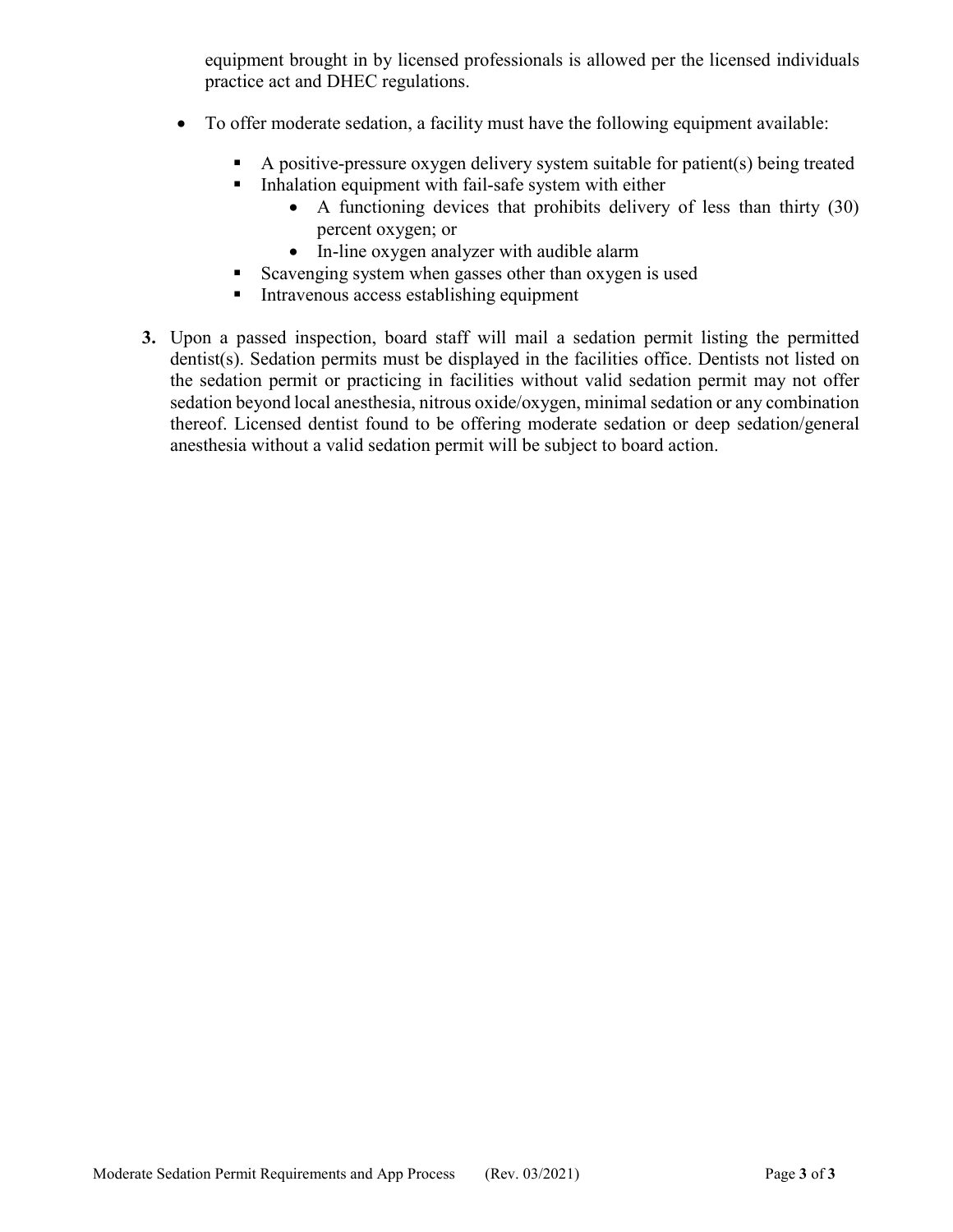equipment brought in by licensed professionals is allowed per the licensed individuals practice act and DHEC regulations.

- To offer moderate sedation, a facility must have the following equipment available:
  - A positive-pressure oxygen delivery system suitable for patient(s) being treated
  - Inhalation equipment with fail-safe system with either
    - A functioning devices that prohibits delivery of less than thirty (30) percent oxygen; or
    - In-line oxygen analyzer with audible alarm
  - Scavenging system when gasses other than oxygen is used
  - Intravenous access establishing equipment

**3.** Upon a passed inspection, board staff will mail a sedation permit listing the permitted dentist(s). Sedation permits must be displayed in the facilities office. Dentists not listed on the sedation permit or practicing in facilities without valid sedation permit may not offer sedation beyond local anesthesia, nitrous oxide/oxygen, minimal sedation or any combination thereof. Licensed dentist found to be offering moderate sedation or deep sedation/general anesthesia without a valid sedation permit will be subject to board action.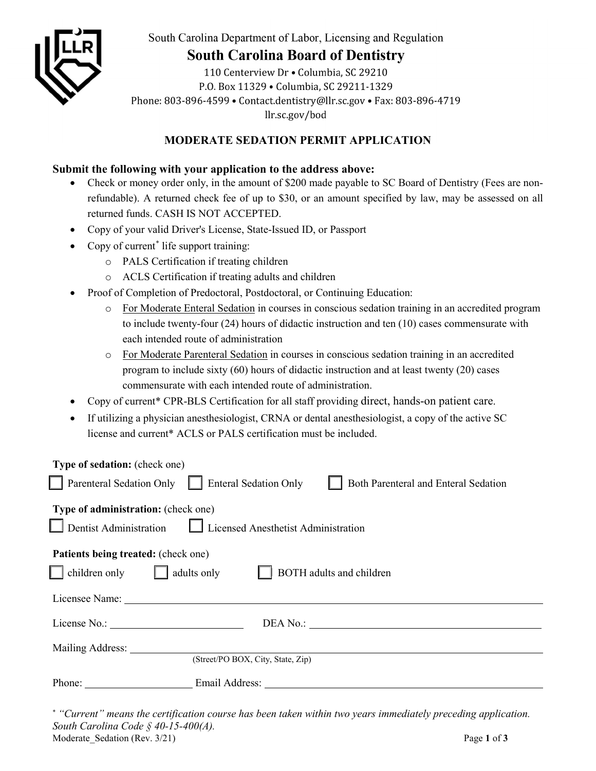South Carolina Department of Labor, Licensing and Regulation

# South Carolina Board of Dentistry

110 Centerview Dr • Columbia, SC 29210
P.O. Box 11329 • Columbia, SC 29211-1329
Phone: 803-896-4599 • Contact.dentistry@llr.sc.gov • Fax: 803-896-4719
llr.sc.gov/bod

## MODERATE SEDATION PERMIT APPLICATION

**Submit the following with your application to the address above:**

- Check or money order only, in the amount of $200 made payable to SC Board of Dentistry (Fees are non-refundable). A returned check fee of up to $30, or an amount specified by law, may be assessed on all returned funds. CASH IS NOT ACCEPTED.
- Copy of your valid Driver's License, State-Issued ID, or Passport
- Copy of current* life support training:
  - PALS Certification if treating children
  - ACLS Certification if treating adults and children
- Proof of Completion of Predoctoral, Postdoctoral, or Continuing Education:
  - For Moderate Enteral Sedation in courses in conscious sedation training in an accredited program to include twenty-four (24) hours of didactic instruction and ten (10) cases commensurate with each intended route of administration
  - For Moderate Parenteral Sedation in courses in conscious sedation training in an accredited program to include sixty (60) hours of didactic instruction and at least twenty (20) cases commensurate with each intended route of administration.
- Copy of current* CPR-BLS Certification for all staff providing direct, hands-on patient care.
- If utilizing a physician anesthesiologist, CRNA or dental anesthesiologist, a copy of the active SC license and current* ACLS or PALS certification must be included.

**Type of sedation:** (check one)

☐ Parenteral Sedation Only ☐ Enteral Sedation Only ☐ Both Parenteral and Enteral Sedation

**Type of administration:** (check one)

☐ Dentist Administration ☐ Licensed Anesthetist Administration

**Patients being treated:** (check one)

☐ children only ☐ adults only ☐ BOTH adults and children

Licensee Name: ______________________________

License No.: ______________ DEA No.: ______________

Mailing Address: ______________________________
(Street/PO BOX, City, State, Zip)

Phone: ______________ Email Address: ______________

* *"Current" means the certification course has been taken within two years immediately preceding application. South Carolina Code § 40-15-400(A).*

Moderate_Sedation (Rev. 3/21)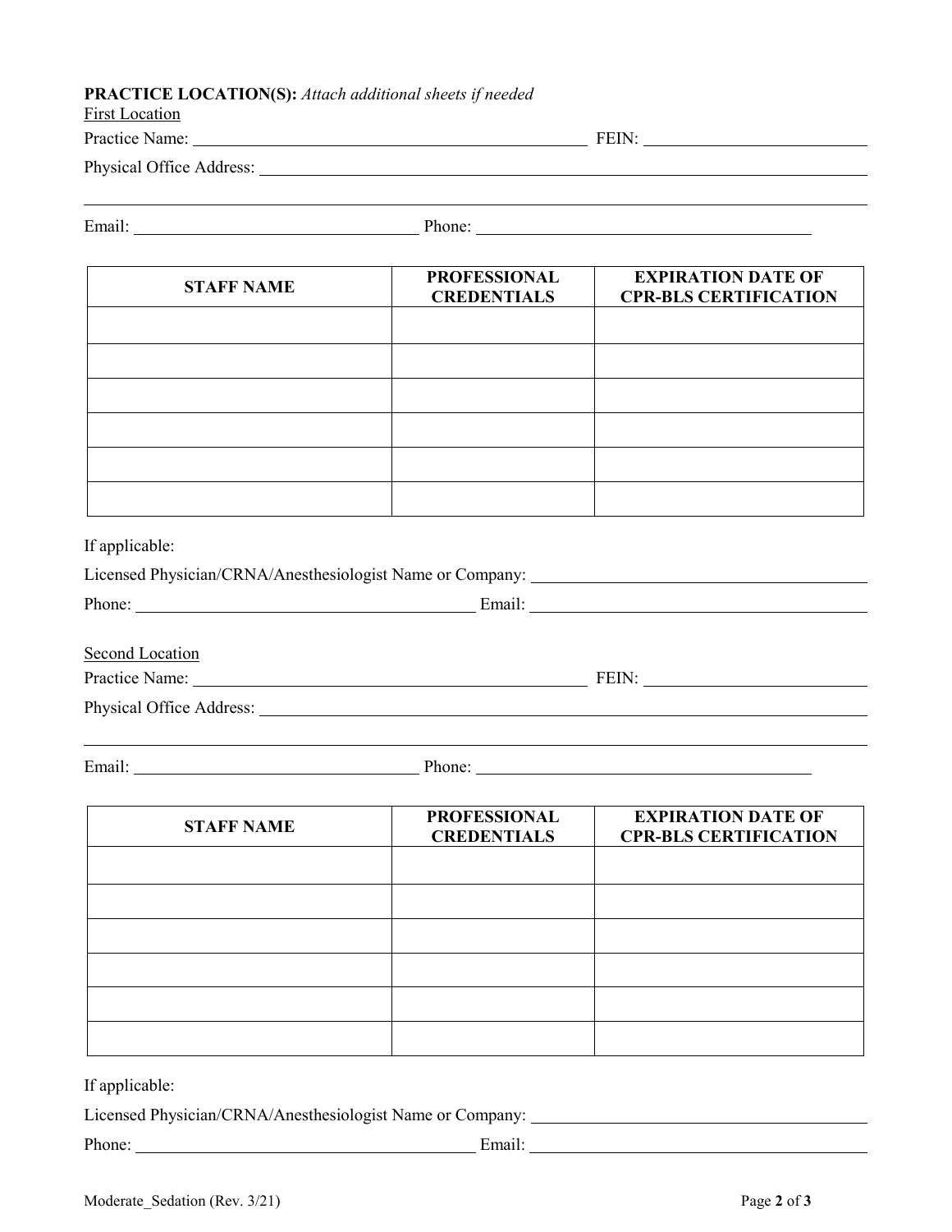**PRACTICE LOCATION(S):** *Attach additional sheets if needed*

First Location

Practice Name: ______________________________ FEIN: ______________________

Physical Office Address: ______________________________________________

______________________________________________________________________

Email: ______________________________ Phone: ______________________________

| STAFF NAME | PROFESSIONAL CREDENTIALS | EXPIRATION DATE OF CPR-BLS CERTIFICATION |
| --- | --- | --- |
| | | |
| | | |
| | | |
| | | |
| | | |
| | | |

If applicable:

Licensed Physician/CRNA/Anesthesiologist Name or Company: ______________________________

Phone: ______________________________ Email: ______________________________

Second Location

Practice Name: ______________________________ FEIN: ______________________

Physical Office Address: ______________________________________________

______________________________________________________________________

Email: ______________________________ Phone: ______________________________

| STAFF NAME | PROFESSIONAL CREDENTIALS | EXPIRATION DATE OF CPR-BLS CERTIFICATION |
| --- | --- | --- |
| | | |
| | | |
| | | |
| | | |
| | | |
| | | |

If applicable:

Licensed Physician/CRNA/Anesthesiologist Name or Company: ______________________________

Phone: ______________________________ Email: ______________________________

Moderate_Sedation (Rev. 3/21)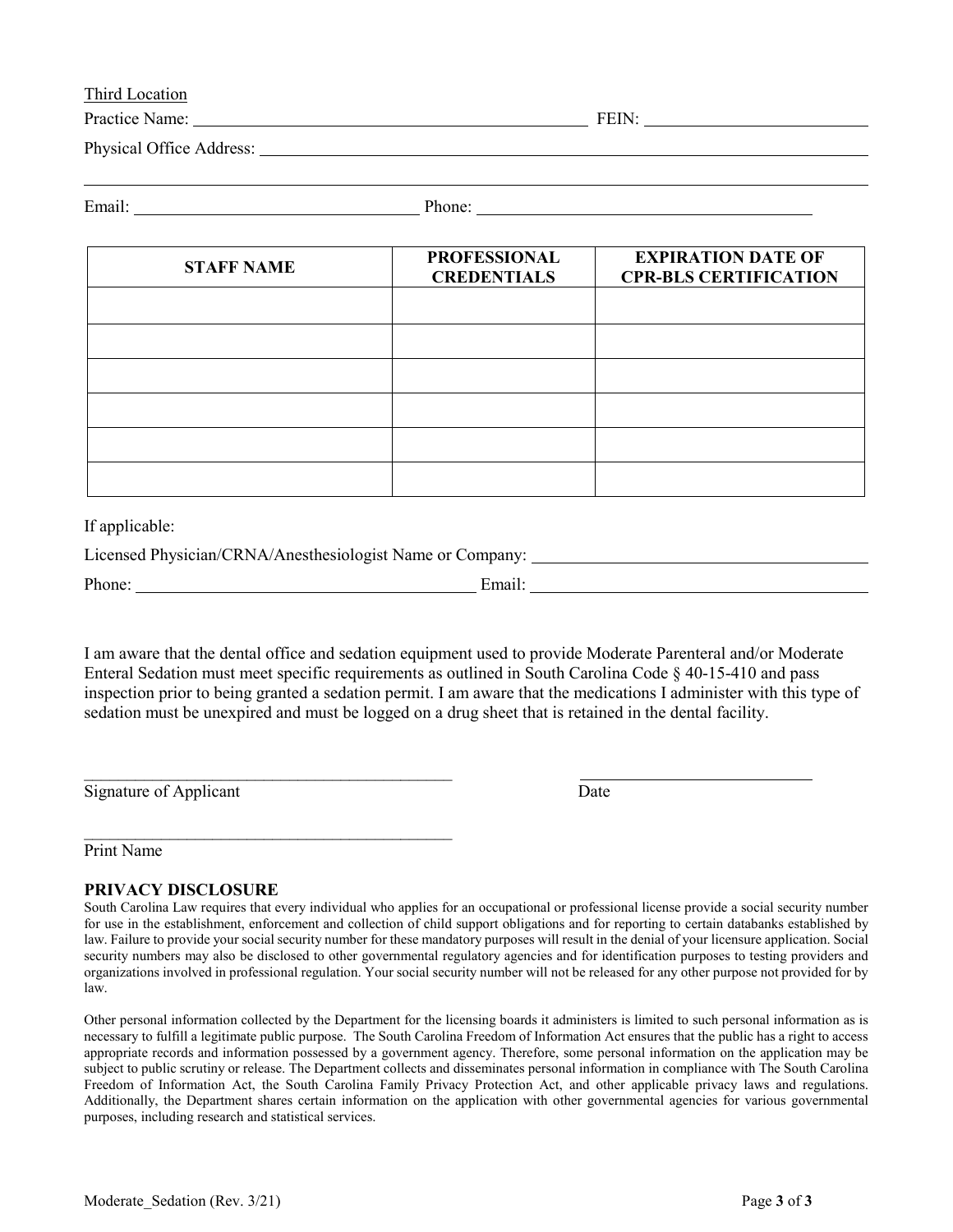Third Location

Practice Name: ______________________________ FEIN: ______________________

Physical Office Address: ______________________________________________

______________________________________________________________________

Email: ______________________ Phone: ______________________________

| STAFF NAME | PROFESSIONAL CREDENTIALS | EXPIRATION DATE OF CPR-BLS CERTIFICATION |
|---|---|---|
| | | |
| | | |
| | | |
| | | |
| | | |
| | | |

If applicable:

Licensed Physician/CRNA/Anesthesiologist Name or Company: ______________________

Phone: ______________________ Email: ______________________

I am aware that the dental office and sedation equipment used to provide Moderate Parenteral and/or Moderate Enteral Sedation must meet specific requirements as outlined in South Carolina Code § 40-15-410 and pass inspection prior to being granted a sedation permit. I am aware that the medications I administer with this type of sedation must be unexpired and must be logged on a drug sheet that is retained in the dental facility.

______________________________ ______________________

Signature of Applicant Date

______________________________

Print Name

**PRIVACY DISCLOSURE**

South Carolina Law requires that every individual who applies for an occupational or professional license provide a social security number for use in the establishment, enforcement and collection of child support obligations and for reporting to certain databanks established by law. Failure to provide your social security number for these mandatory purposes will result in the denial of your licensure application. Social security numbers may also be disclosed to other governmental regulatory agencies and for identification purposes to testing providers and organizations involved in professional regulation. Your social security number will not be released for any other purpose not provided for by law.

Other personal information collected by the Department for the licensing boards it administers is limited to such personal information as is necessary to fulfill a legitimate public purpose. The South Carolina Freedom of Information Act ensures that the public has a right to access appropriate records and information possessed by a government agency. Therefore, some personal information on the application may be subject to public scrutiny or release. The Department collects and disseminates personal information in compliance with The South Carolina Freedom of Information Act, the South Carolina Family Privacy Protection Act, and other applicable privacy laws and regulations. Additionally, the Department shares certain information on the application with other governmental agencies for various governmental purposes, including research and statistical services.

Moderate_Sedation (Rev. 3/21)